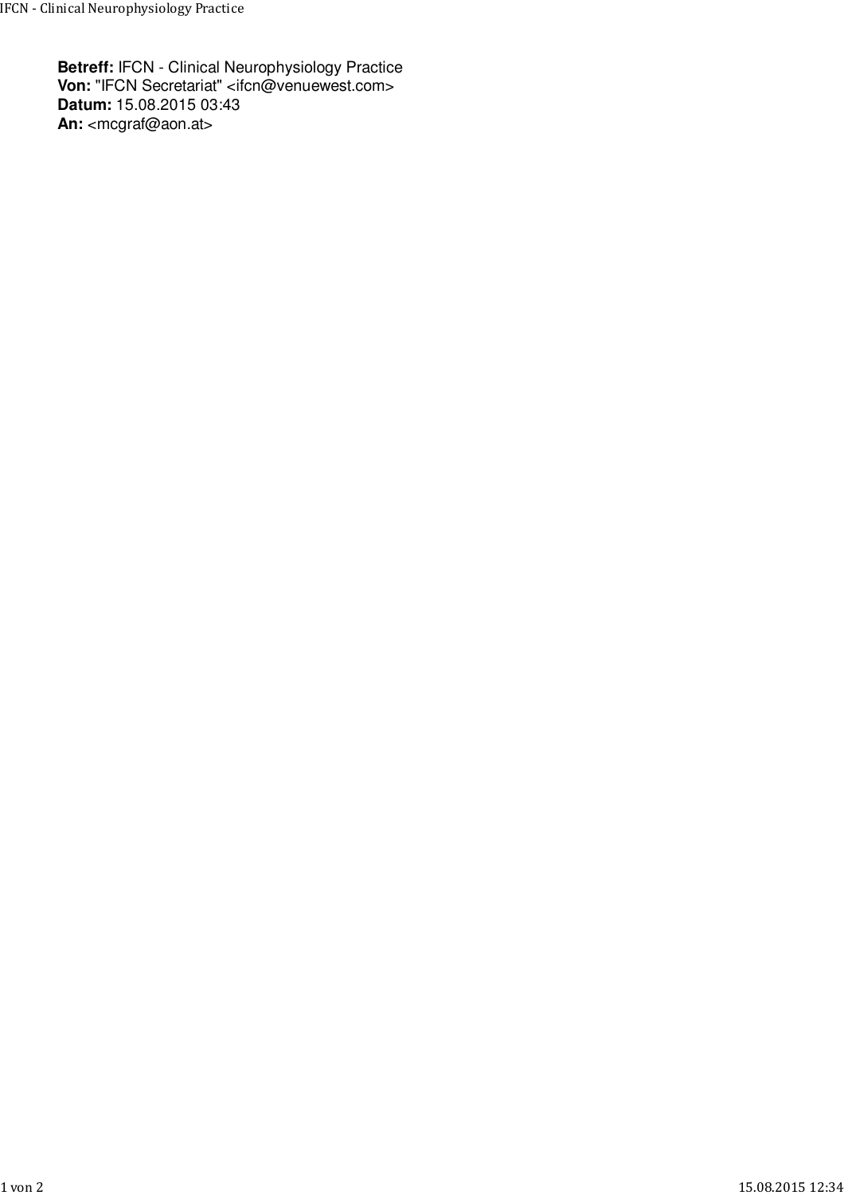**Betreff:** IFCN - Clinical Neurophysiology Practice
**Von:** "IFCN Secretariat" <ifcn@venuewest.com>
**Datum:** 15.08.2015 03:43
**An:** <mcgraf@aon.at>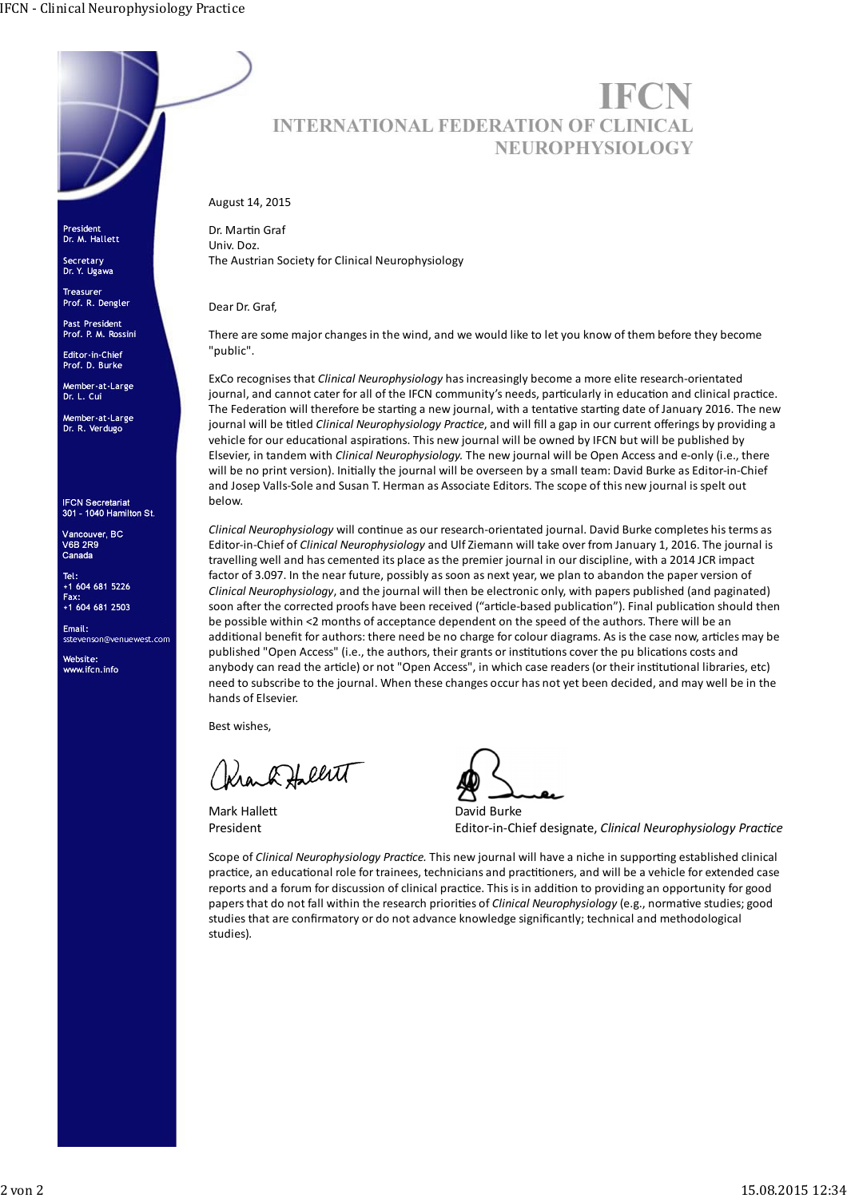# IFCN

## INTERNATIONAL FEDERATION OF CLINICAL NEUROPHYSIOLOGY

President
Dr. M. Hallett

Secretary
Dr. Y. Ugawa

Treasurer
Prof. R. Dengler

Past President
Prof. P. M. Rossini

Editor-in-Chief
Prof. D. Burke

Member-at-Large
Dr. L. Cui

Member-at-Large
Dr. R. Verdugo

IFCN Secretariat
301 - 1040 Hamilton St.

Vancouver, BC
V6B 2R9
Canada

Tel:
+1 604 681 5226
Fax:
+1 604 681 2503

Email:
sstevenson@venuewest.com

Website:
www.ifcn.info

August 14, 2015

Dr. Martin Graf
Univ. Doz.
The Austrian Society for Clinical Neurophysiology

Dear Dr. Graf,

There are some major changes in the wind, and we would like to let you know of them before they become "public".

ExCo recognises that *Clinical Neurophysiology* has increasingly become a more elite research-orientated journal, and cannot cater for all of the IFCN community's needs, particularly in education and clinical practice. The Federation will therefore be starting a new journal, with a tentative starting date of January 2016. The new journal will be titled *Clinical Neurophysiology Practice*, and will fill a gap in our current offerings by providing a vehicle for our educational aspirations. This new journal will be owned by IFCN but will be published by Elsevier, in tandem with *Clinical Neurophysiology.* The new journal will be Open Access and e-only (i.e., there will be no print version). Initially the journal will be overseen by a small team: David Burke as Editor-in-Chief and Josep Valls-Sole and Susan T. Herman as Associate Editors. The scope of this new journal is spelt out below.

*Clinical Neurophysiology* will continue as our research-orientated journal. David Burke completes his terms as Editor-in-Chief of *Clinical Neurophysiology* and Ulf Ziemann will take over from January 1, 2016. The journal is travelling well and has cemented its place as the premier journal in our discipline, with a 2014 JCR impact factor of 3.097. In the near future, possibly as soon as next year, we plan to abandon the paper version of *Clinical Neurophysiology*, and the journal will then be electronic only, with papers published (and paginated) soon after the corrected proofs have been received ("article-based publication"). Final publication should then be possible within <2 months of acceptance dependent on the speed of the authors. There will be an additional benefit for authors: there need be no charge for colour diagrams. As is the case now, articles may be published "Open Access" (i.e., the authors, their grants or institutions cover the pu blications costs and anybody can read the article) or not "Open Access", in which case readers (or their institutional libraries, etc) need to subscribe to the journal. When these changes occur has not yet been decided, and may well be in the hands of Elsevier.

Best wishes,

Mark Hallett
President

David Burke
Editor-in-Chief designate, *Clinical Neurophysiology Practice*

Scope of *Clinical Neurophysiology Practice.* This new journal will have a niche in supporting established clinical practice, an educational role for trainees, technicians and practitioners, and will be a vehicle for extended case reports and a forum for discussion of clinical practice. This is in addition to providing an opportunity for good papers that do not fall within the research priorities of *Clinical Neurophysiology* (e.g., normative studies; good studies that are confirmatory or do not advance knowledge significantly; technical and methodological studies).